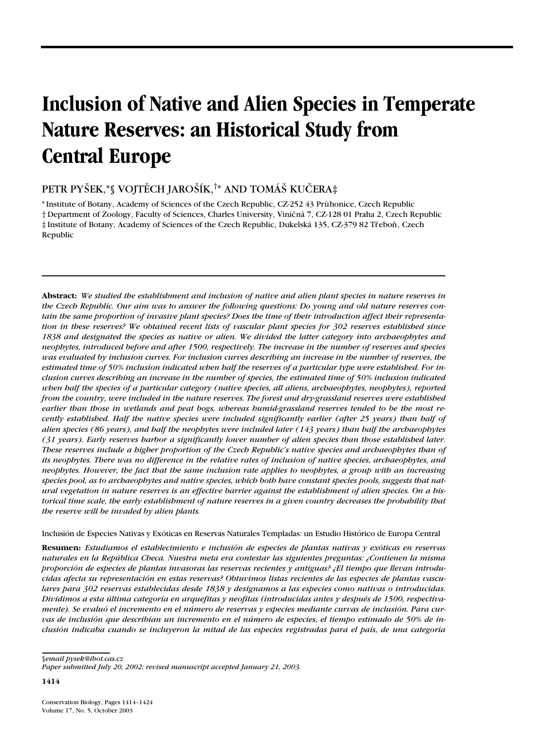# Inclusion of Native and Alien Species in Temperate Nature Reserves: an Historical Study from Central Europe

PETR PYŠEK,*§ VOJTĚCH JAROŠÍK,†* AND TOMÁŠ KUČERA‡

* Institute of Botany, Academy of Sciences of the Czech Republic, CZ-252 43 Průhonice, Czech Republic
† Department of Zoology, Faculty of Sciences, Charles University, Viničná 7, CZ-128 01 Praha 2, Czech Republic
‡ Institute of Botany, Academy of Sciences of the Czech Republic, Dukelská 135, CZ-379 82 Třeboň, Czech Republic

**Abstract:** *We studied the establishment and inclusion of native and alien plant species in nature reserves in the Czech Republic. Our aim was to answer the following questions: Do young and old nature reserves contain the same proportion of invasive plant species? Does the time of their introduction affect their representation in these reserves? We obtained recent lists of vascular plant species for 302 reserves established since 1838 and designated the species as native or alien. We divided the latter category into archaeophytes and neophytes, introduced before and after 1500, respectively. The increase in the number of reserves and species was evaluated by inclusion curves. For inclusion curves describing an increase in the number of reserves, the estimated time of 50% inclusion indicated when half the reserves of a particular type were established. For inclusion curves describing an increase in the number of species, the estimated time of 50% inclusion indicated when half the species of a particular category (native species, all aliens, archaeophytes, neophytes), reported from the country, were included in the nature reserves. The forest and dry-grassland reserves were established earlier than those in wetlands and peat bogs, whereas humid-grassland reserves tended to be the most recently established. Half the native species were included significantly earlier (after 25 years) than half of alien species (86 years), and half the neophytes were included later (143 years) than half the archaeophytes (31 years). Early reserves harbor a significantly lower number of alien species than those established later. These reserves include a higher proportion of the Czech Republic's native species and archaeophytes than of its neophytes. There was no difference in the relative rates of inclusion of native species, archaeophytes, and neophytes. However, the fact that the same inclusion rate applies to neophytes, a group with an increasing species pool, as to archaeophytes and native species, which both have constant species pools, suggests that natural vegetation in nature reserves is an effective barrier against the establishment of alien species. On a historical time scale, the early establishment of nature reserves in a given country decreases the probability that the reserve will be invaded by alien plants.*

Inclusión de Especies Nativas y Exóticas en Reservas Naturales Templadas: un Estudio Histórico de Europa Central

**Resumen:** *Estudiamos el establecimiento e inclusión de especies de plantas nativas y exóticas en reservas naturales en la República Checa. Nuestra meta era contestar las siguientes preguntas: ¿Contienen la misma proporción de especies de plantas invasoras las reservas recientes y antiguas? ¿El tiempo que llevan introducidas afecta su representación en estas reservas? Obtuvimos listas recientes de las especies de plantas vasculares para 302 reservas establecidas desde 1838 y designamos a las especies como nativas o introducidas. Dividimos a esta última categoría en arquefitas y neofitas (introducidas antes y después de 1500, respectivamente). Se evaluó el incremento en el número de reservas y especies mediante curvas de inclusión. Para curvas de inclusión que describían un incremento en el número de especies, el tiempo estimado de 50% de inclusión indicaba cuando se incluyeron la mitad de las especies registradas para el país, de una categoría*

*§email pysek@ibot.cas.cz*
*Paper submitted July 20, 2002; revised manuscript accepted January 21, 2003.*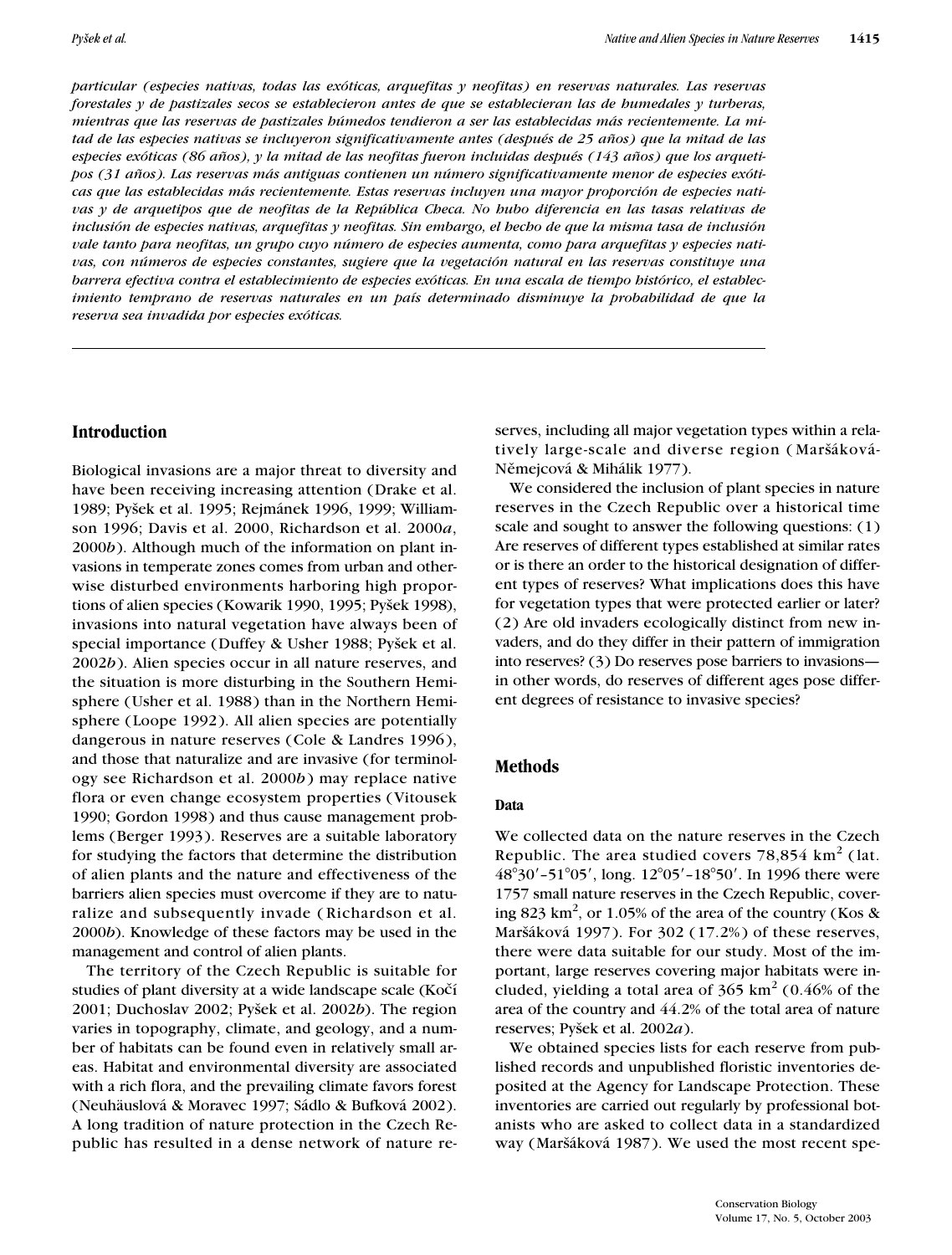*particular (especies nativas, todas las exóticas, arquefitas y neofitas) en reservas naturales. Las reservas forestales y de pastizales secos se establecieron antes de que se establecieran las de humedales y turberas, mientras que las reservas de pastizales húmedos tendieron a ser las establecidas más recientemente. La mitad de las especies nativas se incluyeron significativamente antes (después de 25 años) que la mitad de las especies exóticas (86 años), y la mitad de las neofitas fueron incluidas después (143 años) que los arquetipos (31 años). Las reservas más antiguas contienen un número significativamente menor de especies exóticas que las establecidas más recientemente. Estas reservas incluyen una mayor proporción de especies nativas y de arquetipos que de neofitas de la República Checa. No hubo diferencia en las tasas relativas de inclusión de especies nativas, arquefitas y neofitas. Sin embargo, el hecho de que la misma tasa de inclusión vale tanto para neofitas, un grupo cuyo número de especies aumenta, como para arquefitas y especies nativas, con números de especies constantes, sugiere que la vegetación natural en las reservas constituye una barrera efectiva contra el establecimiento de especies exóticas. En una escala de tiempo histórico, el establecimiento temprano de reservas naturales en un país determinado disminuye la probabilidad de que la reserva sea invadida por especies exóticas.*

## Introduction

Biological invasions are a major threat to diversity and have been receiving increasing attention (Drake et al. 1989; Pyšek et al. 1995; Rejmánek 1996, 1999; Williamson 1996; Davis et al. 2000, Richardson et al. 2000*a*, 2000*b*). Although much of the information on plant invasions in temperate zones comes from urban and otherwise disturbed environments harboring high proportions of alien species (Kowarik 1990, 1995; Pyšek 1998), invasions into natural vegetation have always been of special importance (Duffey & Usher 1988; Pyšek et al. 2002*b*). Alien species occur in all nature reserves, and the situation is more disturbing in the Southern Hemisphere (Usher et al. 1988) than in the Northern Hemisphere (Loope 1992). All alien species are potentially dangerous in nature reserves (Cole & Landres 1996), and those that naturalize and are invasive (for terminology see Richardson et al. 2000*b*) may replace native flora or even change ecosystem properties (Vitousek 1990; Gordon 1998) and thus cause management problems (Berger 1993). Reserves are a suitable laboratory for studying the factors that determine the distribution of alien plants and the nature and effectiveness of the barriers alien species must overcome if they are to naturalize and subsequently invade (Richardson et al. 2000*b*). Knowledge of these factors may be used in the management and control of alien plants.

The territory of the Czech Republic is suitable for studies of plant diversity at a wide landscape scale (Kočí 2001; Duchoslav 2002; Pyšek et al. 2002*b*). The region varies in topography, climate, and geology, and a number of habitats can be found even in relatively small areas. Habitat and environmental diversity are associated with a rich flora, and the prevailing climate favors forest (Neuhäuslová & Moravec 1997; Sádlo & Bufková 2002). A long tradition of nature protection in the Czech Republic has resulted in a dense network of nature reserves, including all major vegetation types within a relatively large-scale and diverse region (Maršáková-Němejcová & Mihálik 1977).

We considered the inclusion of plant species in nature reserves in the Czech Republic over a historical time scale and sought to answer the following questions: (1) Are reserves of different types established at similar rates or is there an order to the historical designation of different types of reserves? What implications does this have for vegetation types that were protected earlier or later? (2) Are old invaders ecologically distinct from new invaders, and do they differ in their pattern of immigration into reserves? (3) Do reserves pose barriers to invasions—in other words, do reserves of different ages pose different degrees of resistance to invasive species?

## Methods

### Data

We collected data on the nature reserves in the Czech Republic. The area studied covers 78,854 km$^2$ (lat. 48°30′–51°05′, long. 12°05′–18°50′. In 1996 there were 1757 small nature reserves in the Czech Republic, covering 823 km$^2$, or 1.05% of the area of the country (Kos & Maršáková 1997). For 302 (17.2%) of these reserves, there were data suitable for our study. Most of the important, large reserves covering major habitats were included, yielding a total area of 365 km$^2$ (0.46% of the area of the country and 44.2% of the total area of nature reserves; Pyšek et al. 2002*a*).

We obtained species lists for each reserve from published records and unpublished floristic inventories deposited at the Agency for Landscape Protection. These inventories are carried out regularly by professional botanists who are asked to collect data in a standardized way (Maršáková 1987). We used the most recent spe-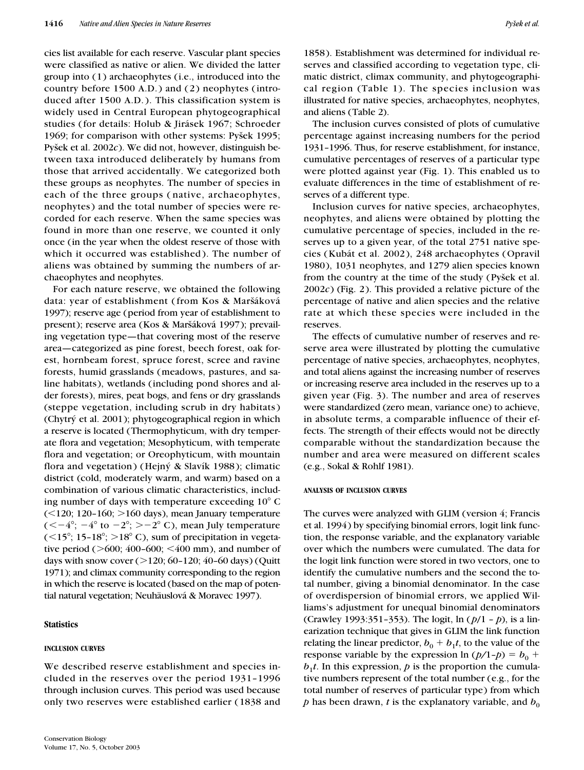cies list available for each reserve. Vascular plant species were classified as native or alien. We divided the latter group into (1) archaeophytes (i.e., introduced into the country before 1500 A.D.) and (2) neophytes (introduced after 1500 A.D.). This classification system is widely used in Central European phytogeographical studies (for details: Holub & Jirásek 1967; Schroeder 1969; for comparison with other systems: Pyšek 1995; Pyšek et al. 2002*c*). We did not, however, distinguish between taxa introduced deliberately by humans from those that arrived accidentally. We categorized both these groups as neophytes. The number of species in each of the three groups (native, archaeophytes, neophytes) and the total number of species were recorded for each reserve. When the same species was found in more than one reserve, we counted it only once (in the year when the oldest reserve of those with which it occurred was established). The number of aliens was obtained by summing the numbers of archaeophytes and neophytes.

For each nature reserve, we obtained the following data: year of establishment (from Kos & Maršáková 1997); reserve age (period from year of establishment to present); reserve area (Kos & Maršáková 1997); prevailing vegetation type—that covering most of the reserve area—categorized as pine forest, beech forest, oak forest, hornbeam forest, spruce forest, scree and ravine forests, humid grasslands (meadows, pastures, and saline habitats), wetlands (including pond shores and alder forests), mires, peat bogs, and fens or dry grasslands (steppe vegetation, including scrub in dry habitats) (Chytrý et al. 2001); phytogeographical region in which a reserve is located (Thermophyticum, with dry temperate flora and vegetation; Mesophyticum, with temperate flora and vegetation; or Oreophyticum, with mountain flora and vegetation) (Hejný & Slavík 1988); climatic district (cold, moderately warm, and warm) based on a combination of various climatic characteristics, including number of days with temperature exceeding 10° C (<120; 120–160; >160 days), mean January temperature (<−4°; −4° to −2°; >−2° C), mean July temperature (<15°; 15–18°; >18° C), sum of precipitation in vegetative period (>600; 400–600; <400 mm), and number of days with snow cover (>120; 60–120; 40–60 days) (Quitt 1971); and climax community corresponding to the region in which the reserve is located (based on the map of potential natural vegetation; Neuhäuslová & Moravec 1997).

## Statistics

### INCLUSION CURVES

We described reserve establishment and species included in the reserves over the period 1931–1996 through inclusion curves. This period was used because only two reserves were established earlier (1838 and 1858). Establishment was determined for individual reserves and classified according to vegetation type, climatic district, climax community, and phytogeographical region (Table 1). The species inclusion was illustrated for native species, archaeophytes, neophytes, and aliens (Table 2).

The inclusion curves consisted of plots of cumulative percentage against increasing numbers for the period 1931–1996. Thus, for reserve establishment, for instance, cumulative percentages of reserves of a particular type were plotted against year (Fig. 1). This enabled us to evaluate differences in the time of establishment of reserves of a different type.

Inclusion curves for native species, archaeophytes, neophytes, and aliens were obtained by plotting the cumulative percentage of species, included in the reserves up to a given year, of the total 2751 native species (Kubát et al. 2002), 248 archaeophytes (Opravil 1980), 1031 neophytes, and 1279 alien species known from the country at the time of the study (Pyšek et al. 2002*c*) (Fig. 2). This provided a relative picture of the percentage of native and alien species and the relative rate at which these species were included in the reserves.

The effects of cumulative number of reserves and reserve area were illustrated by plotting the cumulative percentage of native species, archaeophytes, neophytes, and total aliens against the increasing number of reserves or increasing reserve area included in the reserves up to a given year (Fig. 3). The number and area of reserves were standardized (zero mean, variance one) to achieve, in absolute terms, a comparable influence of their effects. The strength of their effects would not be directly comparable without the standardization because the number and area were measured on different scales (e.g., Sokal & Rohlf 1981).

### ANALYSIS OF INCLUSION CURVES

The curves were analyzed with GLIM (version 4; Francis et al. 1994) by specifying binomial errors, logit link function, the response variable, and the explanatory variable over which the numbers were cumulated. The data for the logit link function were stored in two vectors, one to identify the cumulative numbers and the second the total number, giving a binomial denominator. In the case of overdispersion of binomial errors, we applied Williams's adjustment for unequal binomial denominators (Crawley 1993:351–353). The logit, $\ln(p/1-p)$, is a linearization technique that gives in GLIM the link function relating the linear predictor, $b_0 + b_1 t$, to the value of the response variable by the expression $\ln(p/1\text{-}p) = b_0 + b_1 t$. In this expression, $p$ is the proportion the cumulative numbers represent of the total number (e.g., for the total number of reserves of particular type) from which $p$ has been drawn, $t$ is the explanatory variable, and $b_0$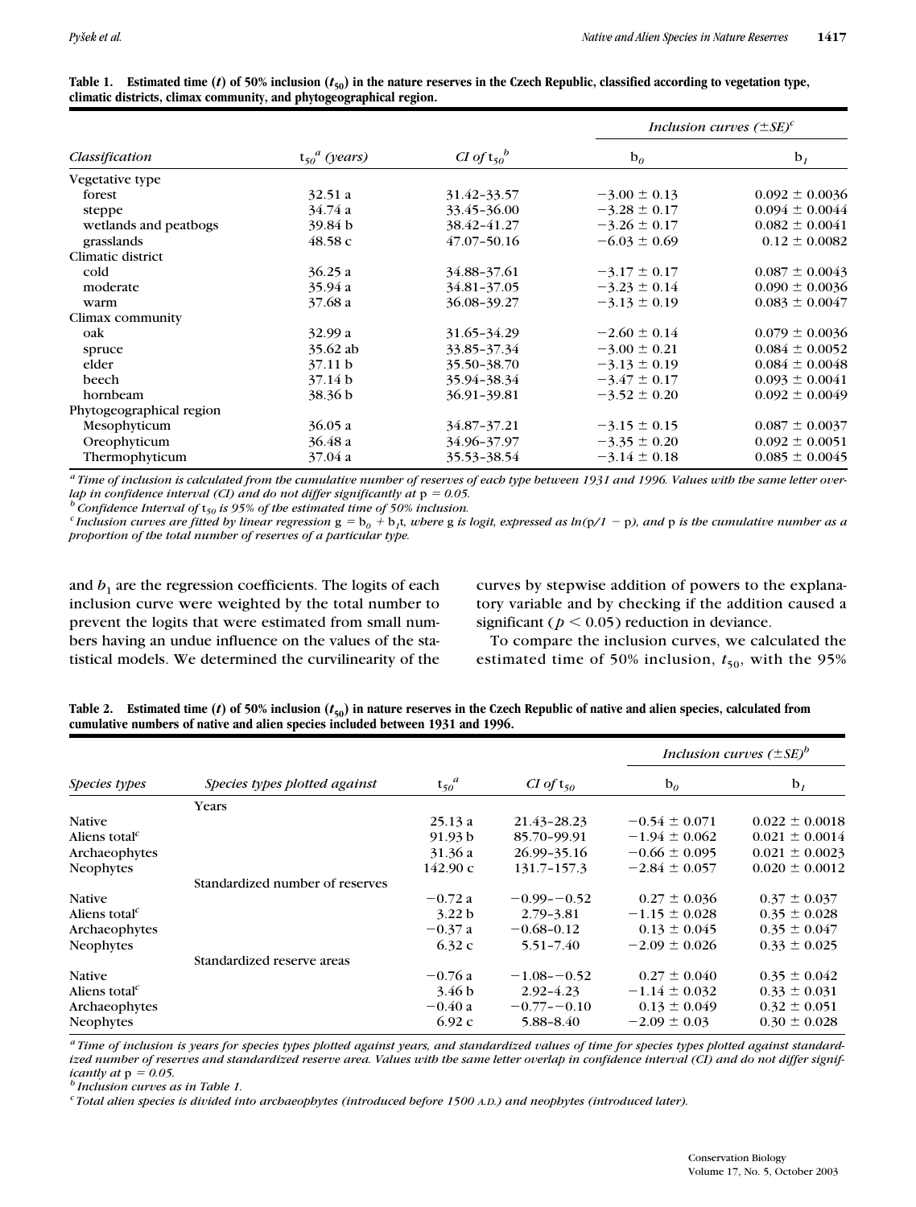**Table 1. Estimated time ($t$) of 50% inclusion ($t_{50}$) in the nature reserves in the Czech Republic, classified according to vegetation type, climatic districts, climax community, and phytogeographical region.**

| Classification | $t_{50}$[a] (years) | CI of $t_{50}$[b] | Inclusion curves ($\pm SE$)[c] | |
|---|---|---|---|---|
| | | | $b_0$ | $b_1$ |
| Vegetative type | | | | |
| forest | 32.51 a | 31.42–33.57 | −3.00 ± 0.13 | 0.092 ± 0.0036 |
| steppe | 34.74 a | 33.45–36.00 | −3.28 ± 0.17 | 0.094 ± 0.0044 |
| wetlands and peatbogs | 39.84 b | 38.42–41.27 | −3.26 ± 0.17 | 0.082 ± 0.0041 |
| grasslands | 48.58 c | 47.07–50.16 | −6.03 ± 0.69 | 0.12 ± 0.0082 |
| Climatic district | | | | |
| cold | 36.25 a | 34.88–37.61 | −3.17 ± 0.17 | 0.087 ± 0.0043 |
| moderate | 35.94 a | 34.81–37.05 | −3.23 ± 0.14 | 0.090 ± 0.0036 |
| warm | 37.68 a | 36.08–39.27 | −3.13 ± 0.19 | 0.083 ± 0.0047 |
| Climax community | | | | |
| oak | 32.99 a | 31.65–34.29 | −2.60 ± 0.14 | 0.079 ± 0.0036 |
| spruce | 35.62 ab | 33.85–37.34 | −3.00 ± 0.21 | 0.084 ± 0.0052 |
| elder | 37.11 b | 35.50–38.70 | −3.13 ± 0.19 | 0.084 ± 0.0048 |
| beech | 37.14 b | 35.94–38.34 | −3.47 ± 0.17 | 0.093 ± 0.0041 |
| hornbeam | 38.36 b | 36.91–39.81 | −3.52 ± 0.20 | 0.092 ± 0.0049 |
| Phytogeographical region | | | | |
| Mesophyticum | 36.05 a | 34.87–37.21 | −3.15 ± 0.15 | 0.087 ± 0.0037 |
| Oreophyticum | 36.48 a | 34.96–37.97 | −3.35 ± 0.20 | 0.092 ± 0.0051 |
| Thermophyticum | 37.04 a | 35.53–38.54 | −3.14 ± 0.18 | 0.085 ± 0.0045 |

*[a] Time of inclusion is calculated from the cumulative number of reserves of each type between 1931 and 1996. Values with the same letter overlap in confidence interval (CI) and do not differ significantly at $p = 0.05$.*
*[b] Confidence Interval of $t_{50}$ is 95% of the estimated time of 50% inclusion.*
*[c] Inclusion curves are fitted by linear regression $g = b_0 + b_1 t$, where g is logit, expressed as $\ln(p/1 - p)$, and p is the cumulative number as a proportion of the total number of reserves of a particular type.*

and $b_1$ are the regression coefficients. The logits of each inclusion curve were weighted by the total number to prevent the logits that were estimated from small numbers having an undue influence on the values of the statistical models. We determined the curvilinearity of the curves by stepwise addition of powers to the explanatory variable and by checking if the addition caused a significant ($p < 0.05$) reduction in deviance.

To compare the inclusion curves, we calculated the estimated time of 50% inclusion, $t_{50}$, with the 95%

**Table 2. Estimated time ($t$) of 50% inclusion ($t_{50}$) in nature reserves in the Czech Republic of native and alien species, calculated from cumulative numbers of native and alien species included between 1931 and 1996.**

| Species types | Species types plotted against | $t_{50}$[a] | CI of $t_{50}$ | Inclusion curves ($\pm SE$)[b] | |
|---|---|---|---|---|---|
| | | | | $b_0$ | $b_1$ |
| | Years | | | | |
| Native | | 25.13 a | 21.43–28.23 | −0.54 ± 0.071 | 0.022 ± 0.0018 |
| Aliens total[c] | | 91.93 b | 85.70–99.91 | −1.94 ± 0.062 | 0.021 ± 0.0014 |
| Archaeophytes | | 31.36 a | 26.99–35.16 | −0.66 ± 0.095 | 0.021 ± 0.0023 |
| Neophytes | | 142.90 c | 131.7–157.3 | −2.84 ± 0.057 | 0.020 ± 0.0012 |
| | Standardized number of reserves | | | | |
| Native | | −0.72 a | −0.99–−0.52 | 0.27 ± 0.036 | 0.37 ± 0.037 |
| Aliens total[c] | | 3.22 b | 2.79–3.81 | −1.15 ± 0.028 | 0.35 ± 0.028 |
| Archaeophytes | | −0.37 a | −0.68–0.12 | 0.13 ± 0.045 | 0.35 ± 0.047 |
| Neophytes | | 6.32 c | 5.51–7.40 | −2.09 ± 0.026 | 0.33 ± 0.025 |
| | Standardized reserve areas | | | | |
| Native | | −0.76 a | −1.08–−0.52 | 0.27 ± 0.040 | 0.35 ± 0.042 |
| Aliens total[c] | | 3.46 b | 2.92–4.23 | −1.14 ± 0.032 | 0.33 ± 0.031 |
| Archaeophytes | | −0.40 a | −0.77–−0.10 | 0.13 ± 0.049 | 0.32 ± 0.051 |
| Neophytes | | 6.92 c | 5.88–8.40 | −2.09 ± 0.03 | 0.30 ± 0.028 |

*[a] Time of inclusion is years for species types plotted against years, and standardized values of time for species types plotted against standardized number of reserves and standardized reserve area. Values with the same letter overlap in confidence interval (CI) and do not differ significantly at $p = 0.05$.*
*[b] Inclusion curves as in Table 1.*
*[c] Total alien species is divided into archaeophytes (introduced before 1500 A.D.) and neophytes (introduced later).*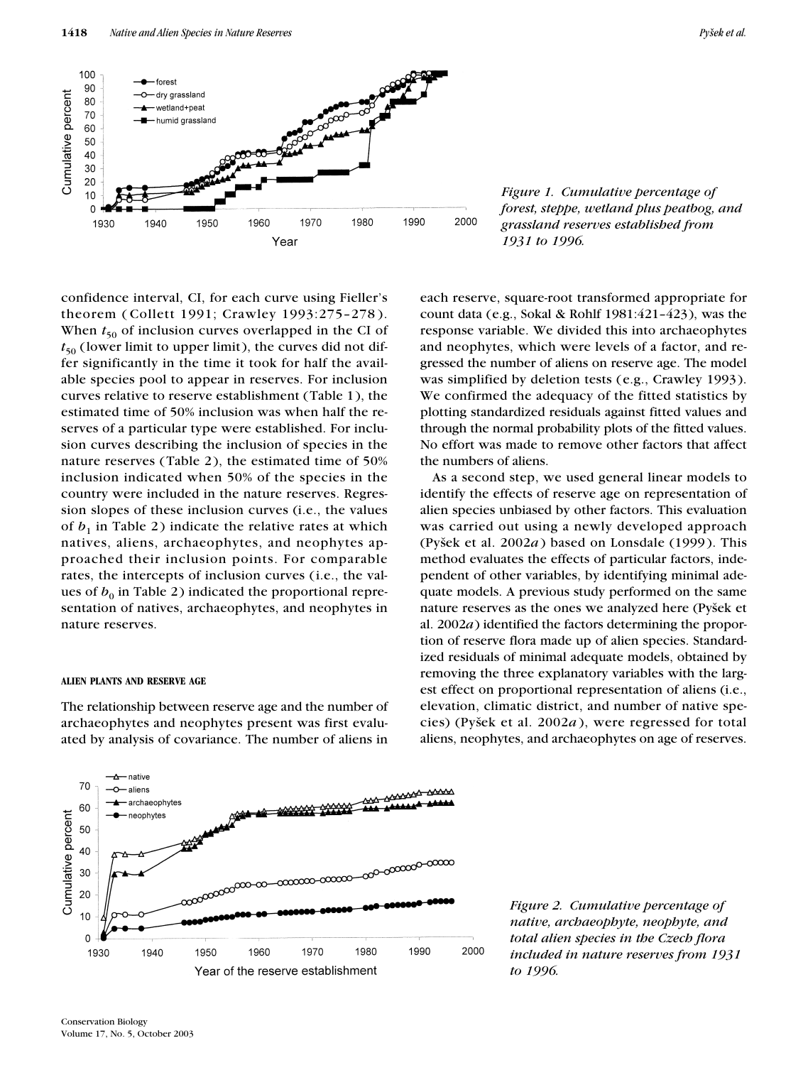Figure 1. Cumulative percentage of forest, steppe, wetland plus peatbog, and grassland reserves established from 1931 to 1996.

confidence interval, CI, for each curve using Fieller's theorem (Collett 1991; Crawley 1993:275–278). When $t_{50}$ of inclusion curves overlapped in the CI of $t_{50}$ (lower limit to upper limit), the curves did not differ significantly in the time it took for half the available species pool to appear in reserves. For inclusion curves relative to reserve establishment (Table 1), the estimated time of 50% inclusion was when half the reserves of a particular type were established. For inclusion curves describing the inclusion of species in the nature reserves (Table 2), the estimated time of 50% inclusion indicated when 50% of the species in the country were included in the nature reserves. Regression slopes of these inclusion curves (i.e., the values of $b_1$ in Table 2) indicate the relative rates at which natives, aliens, archaeophytes, and neophytes approached their inclusion points. For comparable rates, the intercepts of inclusion curves (i.e., the values of $b_0$ in Table 2) indicated the proportional representation of natives, archaeophytes, and neophytes in nature reserves.

#### ALIEN PLANTS AND RESERVE AGE

The relationship between reserve age and the number of archaeophytes and neophytes present was first evaluated by analysis of covariance. The number of aliens in each reserve, square-root transformed appropriate for count data (e.g., Sokal & Rohlf 1981:421–423), was the response variable. We divided this into archaeophytes and neophytes, which were levels of a factor, and regressed the number of aliens on reserve age. The model was simplified by deletion tests (e.g., Crawley 1993). We confirmed the adequacy of the fitted statistics by plotting standardized residuals against fitted values and through the normal probability plots of the fitted values. No effort was made to remove other factors that affect the numbers of aliens.

As a second step, we used general linear models to identify the effects of reserve age on representation of alien species unbiased by other factors. This evaluation was carried out using a newly developed approach (Pyšek et al. 2002*a*) based on Lonsdale (1999). This method evaluates the effects of particular factors, independent of other variables, by identifying minimal adequate models. A previous study performed on the same nature reserves as the ones we analyzed here (Pyšek et al. 2002*a*) identified the factors determining the proportion of reserve flora made up of alien species. Standardized residuals of minimal adequate models, obtained by removing the three explanatory variables with the largest effect on proportional representation of aliens (i.e., elevation, climatic district, and number of native species) (Pyšek et al. 2002*a*), were regressed for total aliens, neophytes, and archaeophytes on age of reserves.

Figure 2. Cumulative percentage of native, archaeophyte, neophyte, and total alien species in the Czech flora included in nature reserves from 1931 to 1996.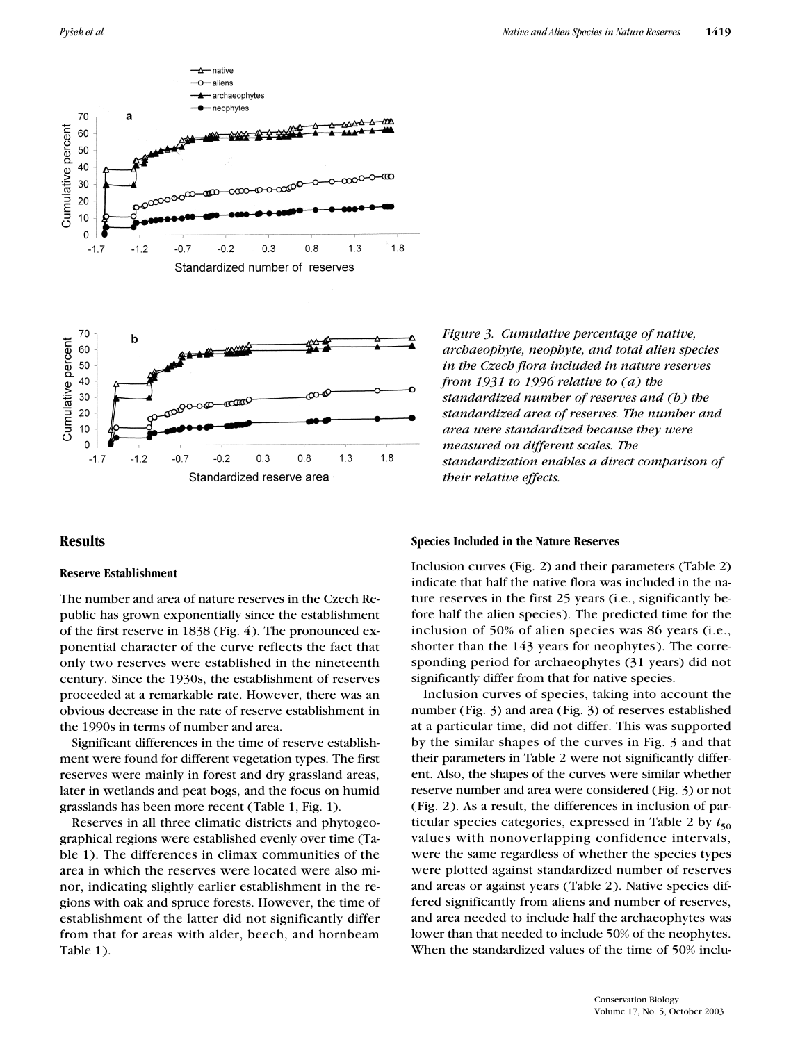*Figure 3. Cumulative percentage of native, archaeophyte, neophyte, and total alien species in the Czech flora included in nature reserves from 1931 to 1996 relative to (a) the standardized number of reserves and (b) the standardized area of reserves. The number and area were standardized because they were measured on different scales. The standardization enables a direct comparison of their relative effects.*

## Results

### Reserve Establishment

The number and area of nature reserves in the Czech Republic has grown exponentially since the establishment of the first reserve in 1838 (Fig. 4). The pronounced exponential character of the curve reflects the fact that only two reserves were established in the nineteenth century. Since the 1930s, the establishment of reserves proceeded at a remarkable rate. However, there was an obvious decrease in the rate of reserve establishment in the 1990s in terms of number and area.

Significant differences in the time of reserve establishment were found for different vegetation types. The first reserves were mainly in forest and dry grassland areas, later in wetlands and peat bogs, and the focus on humid grasslands has been more recent (Table 1, Fig. 1).

Reserves in all three climatic districts and phytogeographical regions were established evenly over time (Table 1). The differences in climax communities of the area in which the reserves were located were also minor, indicating slightly earlier establishment in the regions with oak and spruce forests. However, the time of establishment of the latter did not significantly differ from that for areas with alder, beech, and hornbeam Table 1).

### Species Included in the Nature Reserves

Inclusion curves (Fig. 2) and their parameters (Table 2) indicate that half the native flora was included in the nature reserves in the first 25 years (i.e., significantly before half the alien species). The predicted time for the inclusion of 50% of alien species was 86 years (i.e., shorter than the 143 years for neophytes). The corresponding period for archaeophytes (31 years) did not significantly differ from that for native species.

Inclusion curves of species, taking into account the number (Fig. 3) and area (Fig. 3) of reserves established at a particular time, did not differ. This was supported by the similar shapes of the curves in Fig. 3 and that their parameters in Table 2 were not significantly different. Also, the shapes of the curves were similar whether reserve number and area were considered (Fig. 3) or not (Fig. 2). As a result, the differences in inclusion of particular species categories, expressed in Table 2 by $t_{50}$ values with nonoverlapping confidence intervals, were the same regardless of whether the species types were plotted against standardized number of reserves and areas or against years (Table 2). Native species differed significantly from aliens and number of reserves, and area needed to include half the archaeophytes was lower than that needed to include 50% of the neophytes. When the standardized values of the time of 50% inclu-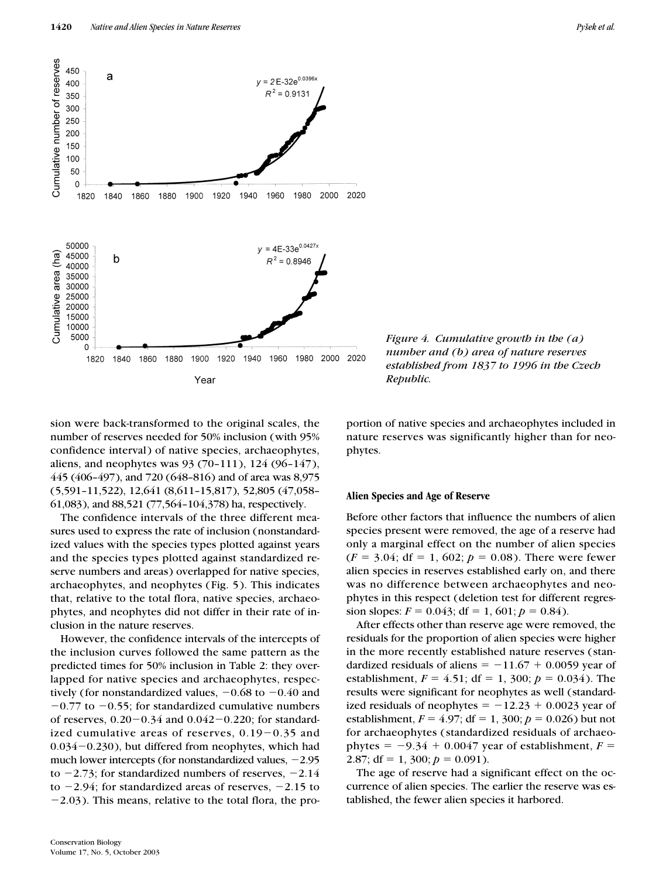*Figure 4. Cumulative growth in the (a) number and (b) area of nature reserves established from 1837 to 1996 in the Czech Republic.*

sion were back-transformed to the original scales, the number of reserves needed for 50% inclusion (with 95% confidence interval) of native species, archaeophytes, aliens, and neophytes was 93 (70–111), 124 (96–147), 445 (406–497), and 720 (648–816) and of area was 8,975 (5,591–11,522), 12,641 (8,611–15,817), 52,805 (47,058–61,083), and 88,521 (77,564–104,378) ha, respectively.

The confidence intervals of the three different measures used to express the rate of inclusion (nonstandardized values with the species types plotted against years and the species types plotted against standardized reserve numbers and areas) overlapped for native species, archaeophytes, and neophytes (Fig. 5). This indicates that, relative to the total flora, native species, archaeophytes, and neophytes did not differ in their rate of inclusion in the nature reserves.

However, the confidence intervals of the intercepts of the inclusion curves followed the same pattern as the predicted times for 50% inclusion in Table 2: they overlapped for native species and archaeophytes, respectively (for nonstandardized values, −0.68 to −0.40 and −0.77 to −0.55; for standardized cumulative numbers of reserves, 0.20−0.34 and 0.042−0.220; for standardized cumulative areas of reserves, 0.19−0.35 and 0.034−0.230), but differed from neophytes, which had much lower intercepts (for nonstandardized values, −2.95 to −2.73; for standardized numbers of reserves, −2.14 to −2.94; for standardized areas of reserves, −2.15 to −2.03). This means, relative to the total flora, the proportion of native species and archaeophytes included in nature reserves was significantly higher than for neophytes.

### Alien Species and Age of Reserve

Before other factors that influence the numbers of alien species present were removed, the age of a reserve had only a marginal effect on the number of alien species ($F = 3.04$; df = 1, 602; $p = 0.08$). There were fewer alien species in reserves established early on, and there was no difference between archaeophytes and neophytes in this respect (deletion test for different regression slopes: $F = 0.043$; df = 1, 601; $p = 0.84$).

After effects other than reserve age were removed, the residuals for the proportion of alien species were higher in the more recently established nature reserves (standardized residuals of aliens = −11.67 + 0.0059 year of establishment, $F = 4.51$; df = 1, 300; $p = 0.034$). The results were significant for neophytes as well (standardized residuals of neophytes = −12.23 + 0.0023 year of establishment, $F = 4.97$; df = 1, 300; $p = 0.026$) but not for archaeophytes (standardized residuals of archaeophytes = −9.34 + 0.0047 year of establishment, $F = 2.87$; df = 1, 300; $p = 0.091$).

The age of reserve had a significant effect on the occurrence of alien species. The earlier the reserve was established, the fewer alien species it harbored.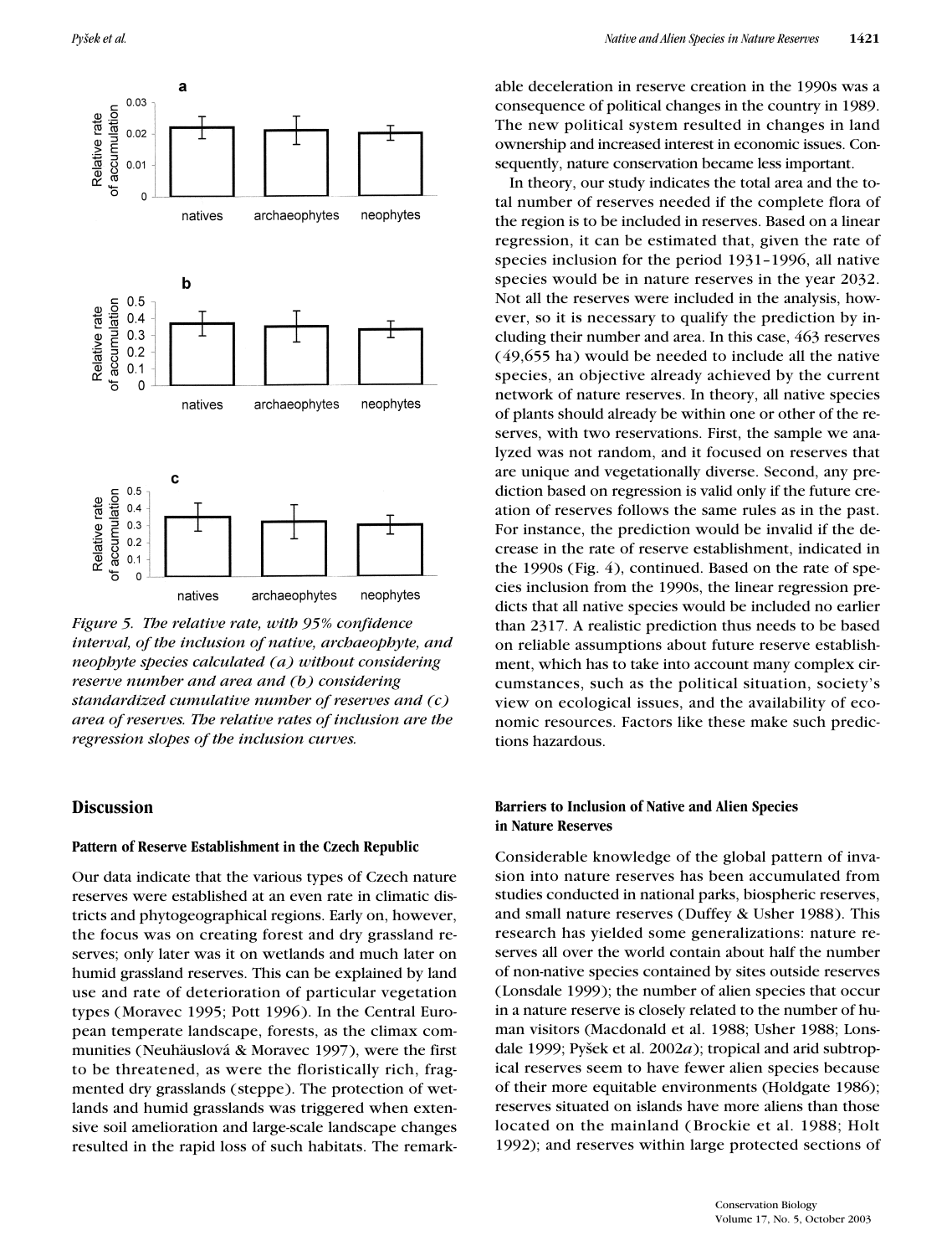*Figure 5. The relative rate, with 95% confidence interval, of the inclusion of native, archaeophyte, and neophyte species calculated (a) without considering reserve number and area and (b) considering standardized cumulative number of reserves and (c) area of reserves. The relative rates of inclusion are the regression slopes of the inclusion curves.*

## Discussion

### Pattern of Reserve Establishment in the Czech Republic

Our data indicate that the various types of Czech nature reserves were established at an even rate in climatic districts and phytogeographical regions. Early on, however, the focus was on creating forest and dry grassland reserves; only later was it on wetlands and much later on humid grassland reserves. This can be explained by land use and rate of deterioration of particular vegetation types (Moravec 1995; Pott 1996). In the Central European temperate landscape, forests, as the climax communities (Neuhäuslová & Moravec 1997), were the first to be threatened, as were the floristically rich, fragmented dry grasslands (steppe). The protection of wetlands and humid grasslands was triggered when extensive soil amelioration and large-scale landscape changes resulted in the rapid loss of such habitats. The remarkable deceleration in reserve creation in the 1990s was a consequence of political changes in the country in 1989. The new political system resulted in changes in land ownership and increased interest in economic issues. Consequently, nature conservation became less important.

In theory, our study indicates the total area and the total number of reserves needed if the complete flora of the region is to be included in reserves. Based on a linear regression, it can be estimated that, given the rate of species inclusion for the period 1931–1996, all native species would be in nature reserves in the year 2032. Not all the reserves were included in the analysis, however, so it is necessary to qualify the prediction by including their number and area. In this case, 463 reserves (49,655 ha) would be needed to include all the native species, an objective already achieved by the current network of nature reserves. In theory, all native species of plants should already be within one or other of the reserves, with two reservations. First, the sample we analyzed was not random, and it focused on reserves that are unique and vegetationally diverse. Second, any prediction based on regression is valid only if the future creation of reserves follows the same rules as in the past. For instance, the prediction would be invalid if the decrease in the rate of reserve establishment, indicated in the 1990s (Fig. 4), continued. Based on the rate of species inclusion from the 1990s, the linear regression predicts that all native species would be included no earlier than 2317. A realistic prediction thus needs to be based on reliable assumptions about future reserve establishment, which has to take into account many complex circumstances, such as the political situation, society's view on ecological issues, and the availability of economic resources. Factors like these make such predictions hazardous.

### Barriers to Inclusion of Native and Alien Species in Nature Reserves

Considerable knowledge of the global pattern of invasion into nature reserves has been accumulated from studies conducted in national parks, biospheric reserves, and small nature reserves (Duffey & Usher 1988). This research has yielded some generalizations: nature reserves all over the world contain about half the number of non-native species contained by sites outside reserves (Lonsdale 1999); the number of alien species that occur in a nature reserve is closely related to the number of human visitors (Macdonald et al. 1988; Usher 1988; Lonsdale 1999; Pyšek et al. 2002*a*); tropical and arid subtropical reserves seem to have fewer alien species because of their more equitable environments (Holdgate 1986); reserves situated on islands have more aliens than those located on the mainland (Brockie et al. 1988; Holt 1992); and reserves within large protected sections of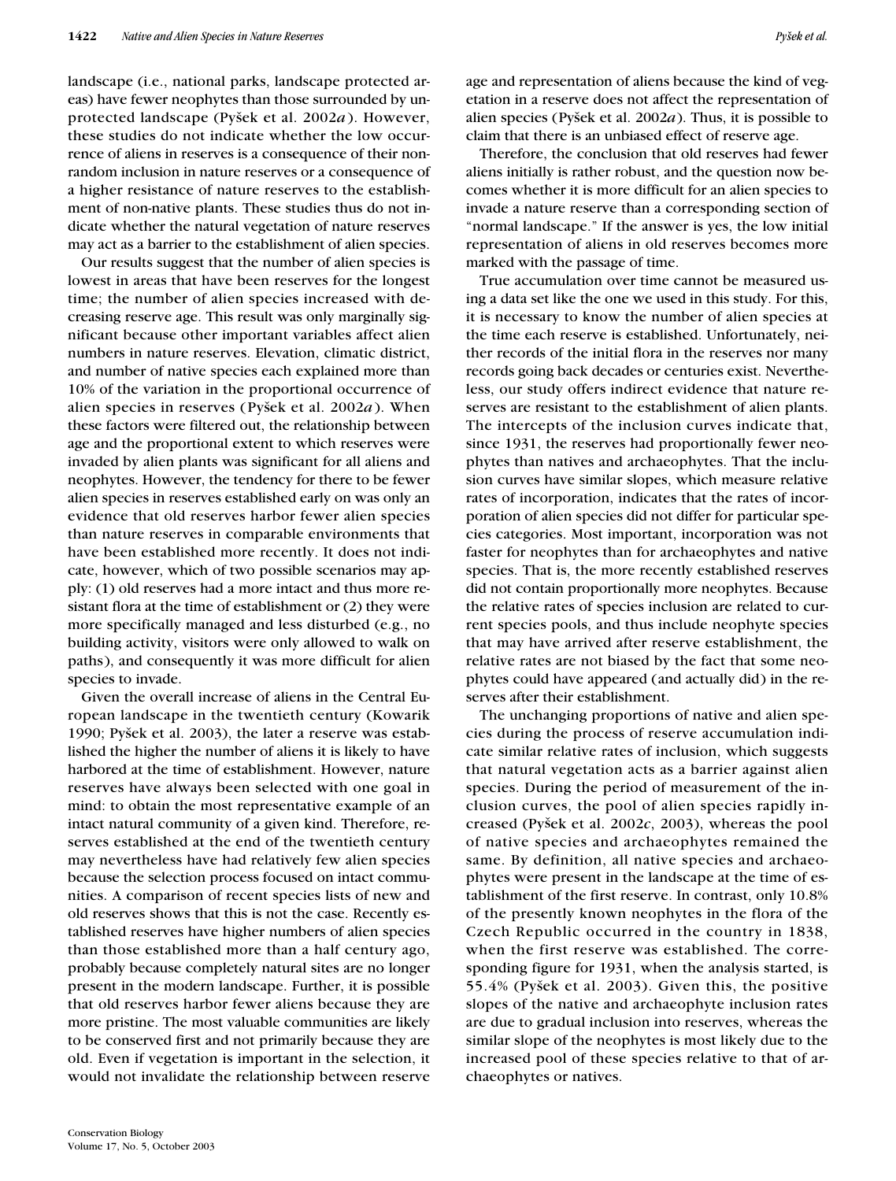landscape (i.e., national parks, landscape protected areas) have fewer neophytes than those surrounded by unprotected landscape (Pyšek et al. 2002*a*). However, these studies do not indicate whether the low occurrence of aliens in reserves is a consequence of their nonrandom inclusion in nature reserves or a consequence of a higher resistance of nature reserves to the establishment of non-native plants. These studies thus do not indicate whether the natural vegetation of nature reserves may act as a barrier to the establishment of alien species.

Our results suggest that the number of alien species is lowest in areas that have been reserves for the longest time; the number of alien species increased with decreasing reserve age. This result was only marginally significant because other important variables affect alien numbers in nature reserves. Elevation, climatic district, and number of native species each explained more than 10% of the variation in the proportional occurrence of alien species in reserves (Pyšek et al. 2002*a*). When these factors were filtered out, the relationship between age and the proportional extent to which reserves were invaded by alien plants was significant for all aliens and neophytes. However, the tendency for there to be fewer alien species in reserves established early on was only an evidence that old reserves harbor fewer alien species than nature reserves in comparable environments that have been established more recently. It does not indicate, however, which of two possible scenarios may apply: (1) old reserves had a more intact and thus more resistant flora at the time of establishment or (2) they were more specifically managed and less disturbed (e.g., no building activity, visitors were only allowed to walk on paths), and consequently it was more difficult for alien species to invade.

Given the overall increase of aliens in the Central European landscape in the twentieth century (Kowarik 1990; Pyšek et al. 2003), the later a reserve was established the higher the number of aliens it is likely to have harbored at the time of establishment. However, nature reserves have always been selected with one goal in mind: to obtain the most representative example of an intact natural community of a given kind. Therefore, reserves established at the end of the twentieth century may nevertheless have had relatively few alien species because the selection process focused on intact communities. A comparison of recent species lists of new and old reserves shows that this is not the case. Recently established reserves have higher numbers of alien species than those established more than a half century ago, probably because completely natural sites are no longer present in the modern landscape. Further, it is possible that old reserves harbor fewer aliens because they are more pristine. The most valuable communities are likely to be conserved first and not primarily because they are old. Even if vegetation is important in the selection, it would not invalidate the relationship between reserve age and representation of aliens because the kind of vegetation in a reserve does not affect the representation of alien species (Pyšek et al. 2002*a*). Thus, it is possible to claim that there is an unbiased effect of reserve age.

Therefore, the conclusion that old reserves had fewer aliens initially is rather robust, and the question now becomes whether it is more difficult for an alien species to invade a nature reserve than a corresponding section of "normal landscape." If the answer is yes, the low initial representation of aliens in old reserves becomes more marked with the passage of time.

True accumulation over time cannot be measured using a data set like the one we used in this study. For this, it is necessary to know the number of alien species at the time each reserve is established. Unfortunately, neither records of the initial flora in the reserves nor many records going back decades or centuries exist. Nevertheless, our study offers indirect evidence that nature reserves are resistant to the establishment of alien plants. The intercepts of the inclusion curves indicate that, since 1931, the reserves had proportionally fewer neophytes than natives and archaeophytes. That the inclusion curves have similar slopes, which measure relative rates of incorporation, indicates that the rates of incorporation of alien species did not differ for particular species categories. Most important, incorporation was not faster for neophytes than for archaeophytes and native species. That is, the more recently established reserves did not contain proportionally more neophytes. Because the relative rates of species inclusion are related to current species pools, and thus include neophyte species that may have arrived after reserve establishment, the relative rates are not biased by the fact that some neophytes could have appeared (and actually did) in the reserves after their establishment.

The unchanging proportions of native and alien species during the process of reserve accumulation indicate similar relative rates of inclusion, which suggests that natural vegetation acts as a barrier against alien species. During the period of measurement of the inclusion curves, the pool of alien species rapidly increased (Pyšek et al. 2002*c*, 2003), whereas the pool of native species and archaeophytes remained the same. By definition, all native species and archaeophytes were present in the landscape at the time of establishment of the first reserve. In contrast, only 10.8% of the presently known neophytes in the flora of the Czech Republic occurred in the country in 1838, when the first reserve was established. The corresponding figure for 1931, when the analysis started, is 55.4% (Pyšek et al. 2003). Given this, the positive slopes of the native and archaeophyte inclusion rates are due to gradual inclusion into reserves, whereas the similar slope of the neophytes is most likely due to the increased pool of these species relative to that of archaeophytes or natives.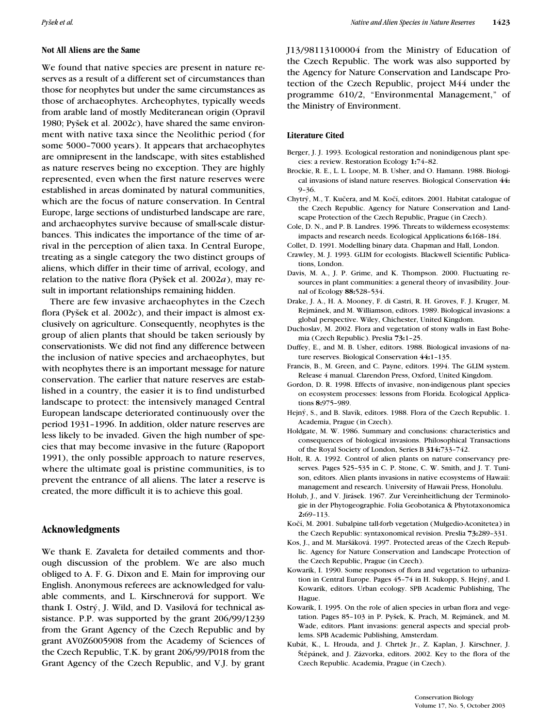### Not All Aliens are the Same

We found that native species are present in nature reserves as a result of a different set of circumstances than those for neophytes but under the same circumstances as those of archaeophytes. Archeophytes, typically weeds from arable land of mostly Mediteranean origin (Opravil 1980; Pyšek et al. 2002*c*), have shared the same environment with native taxa since the Neolithic period (for some 5000–7000 years). It appears that archaeophytes are omnipresent in the landscape, with sites established as nature reserves being no exception. They are highly represented, even when the first nature reserves were established in areas dominated by natural communities, which are the focus of nature conservation. In Central Europe, large sections of undisturbed landscape are rare, and archaeophytes survive because of small-scale disturbances. This indicates the importance of the time of arrival in the perception of alien taxa. In Central Europe, treating as a single category the two distinct groups of aliens, which differ in their time of arrival, ecology, and relation to the native flora (Pyšek et al. 2002*a*), may result in important relationships remaining hidden.

There are few invasive archaeophytes in the Czech flora (Pyšek et al. 2002*c*), and their impact is almost exclusively on agriculture. Consequently, neophytes is the group of alien plants that should be taken seriously by conservationists. We did not find any difference between the inclusion of native species and archaeophytes, but with neophytes there is an important message for nature conservation. The earlier that nature reserves are established in a country, the easier it is to find undisturbed landscape to protect: the intensively managed Central European landscape deteriorated continuously over the period 1931–1996. In addition, older nature reserves are less likely to be invaded. Given the high number of species that may become invasive in the future (Rapoport 1991), the only possible approach to nature reserves, where the ultimate goal is pristine communities, is to prevent the entrance of all aliens. The later a reserve is created, the more difficult it is to achieve this goal.

## Acknowledgments

We thank E. Zavaleta for detailed comments and thorough discussion of the problem. We are also much obliged to A. F. G. Dixon and E. Main for improving our English. Anonymous referees are acknowledged for valuable comments, and L. Kirschnerová for support. We thank I. Ostrý, J. Wild, and D. Vasilová for technical assistance. P.P. was supported by the grant 206/99/1239 from the Grant Agency of the Czech Republic and by grant AV0Z6005908 from the Academy of Sciences of the Czech Republic, T.K. by grant 206/99/P018 from the Grant Agency of the Czech Republic, and V.J. by grant J13/98113100004 from the Ministry of Education of the Czech Republic. The work was also supported by the Agency for Nature Conservation and Landscape Protection of the Czech Republic, project M44 under the programme 610/2, "Environmental Management," of the Ministry of Environment.

### Literature Cited

Berger, J. J. 1993. Ecological restoration and nonindigenous plant species: a review. Restoration Ecology **1:**74–82.

Brockie, R. E., L. L. Loope, M. B. Usher, and O. Hamann. 1988. Biological invasions of island nature reserves. Biological Conservation **44:** 9–36.

Chytrý, M., T. Kučera, and M. Kočí, editors. 2001. Habitat catalogue of the Czech Republic. Agency for Nature Conservation and Landscape Protection of the Czech Republic, Prague (in Czech).

Cole, D. N., and P. B. Landres. 1996. Threats to wilderness ecosystems: impacts and research needs. Ecological Applications **6:**168–184.

Collet, D. 1991. Modelling binary data. Chapman and Hall, London.

Crawley, M. J. 1993. GLIM for ecologists. Blackwell Scientific Publications, London.

Davis, M. A., J. P. Grime, and K. Thompson. 2000. Fluctuating resources in plant communities: a general theory of invasibility. Journal of Ecology **88:**528–534.

Drake, J. A., H. A. Mooney, F. di Castri, R. H. Groves, F. J. Kruger, M. Rejmánek, and M. Williamson, editors. 1989. Biological invasions: a global perspective. Wiley, Chichester, United Kingdom.

Duchoslav, M. 2002. Flora and vegetation of stony walls in East Bohemia (Czech Republic). Preslia **73:**1–25.

Duffey, E., and M. B. Usher, editors. 1988. Biological invasions of nature reserves. Biological Conservation **44:**1–135.

Francis, B., M. Green, and C. Payne, editors. 1994. The GLIM system. Release 4 manual. Clarendon Press, Oxford, United Kingdom.

Gordon, D. R. 1998. Effects of invasive, non-indigenous plant species on ecosystem processes: lessons from Florida. Ecological Applications **8:**975–989.

Hejný, S., and B. Slavík, editors. 1988. Flora of the Czech Republic. 1. Academia, Prague (in Czech).

Holdgate, M. W. 1986. Summary and conclusions: characteristics and consequences of biological invasions. Philosophical Transactions of the Royal Society of London, Series B **314:**733–742.

Holt, R. A. 1992. Control of alien plants on nature conservancy preserves. Pages 525–535 in C. P. Stone, C. W. Smith, and J. T. Tunison, editors. Alien plants invasions in native ecosystems of Hawaii: management and research. University of Hawaii Press, Honolulu.

Holub, J., and V. Jirásek. 1967. Zur Vereinheitlichung der Terminologie in der Phytogeographie. Folia Geobotanica & Phytotaxonomica **2:**69–113.

Kočí, M. 2001. Subalpine tall-forb vegetation (Mulgedio-Aconitetea) in the Czech Republic: syntaxonomical revision. Preslia **73:**289–331.

Kos, J., and M. Maršáková. 1997. Protected areas of the Czech Republic. Agency for Nature Conservation and Landscape Protection of the Czech Republic, Prague (in Czech).

Kowarik, I. 1990. Some responses of flora and vegetation to urbanization in Central Europe. Pages 45–74 in H. Sukopp, S. Hejný, and I. Kowarik, editors. Urban ecology. SPB Academic Publishing, The Hague.

Kowarik, I. 1995. On the role of alien species in urban flora and vegetation. Pages 85–103 in P. Pyšek, K. Prach, M. Rejmánek, and M. Wade, editors. Plant invasions: general aspects and special problems. SPB Academic Publishing, Amsterdam.

Kubát, K., L. Hrouda, and J. Chrtek Jr., Z. Kaplan, J. Kirschner, J. Štěpánek, and J. Zázvorka, editors. 2002. Key to the flora of the Czech Republic. Academia, Prague (in Czech).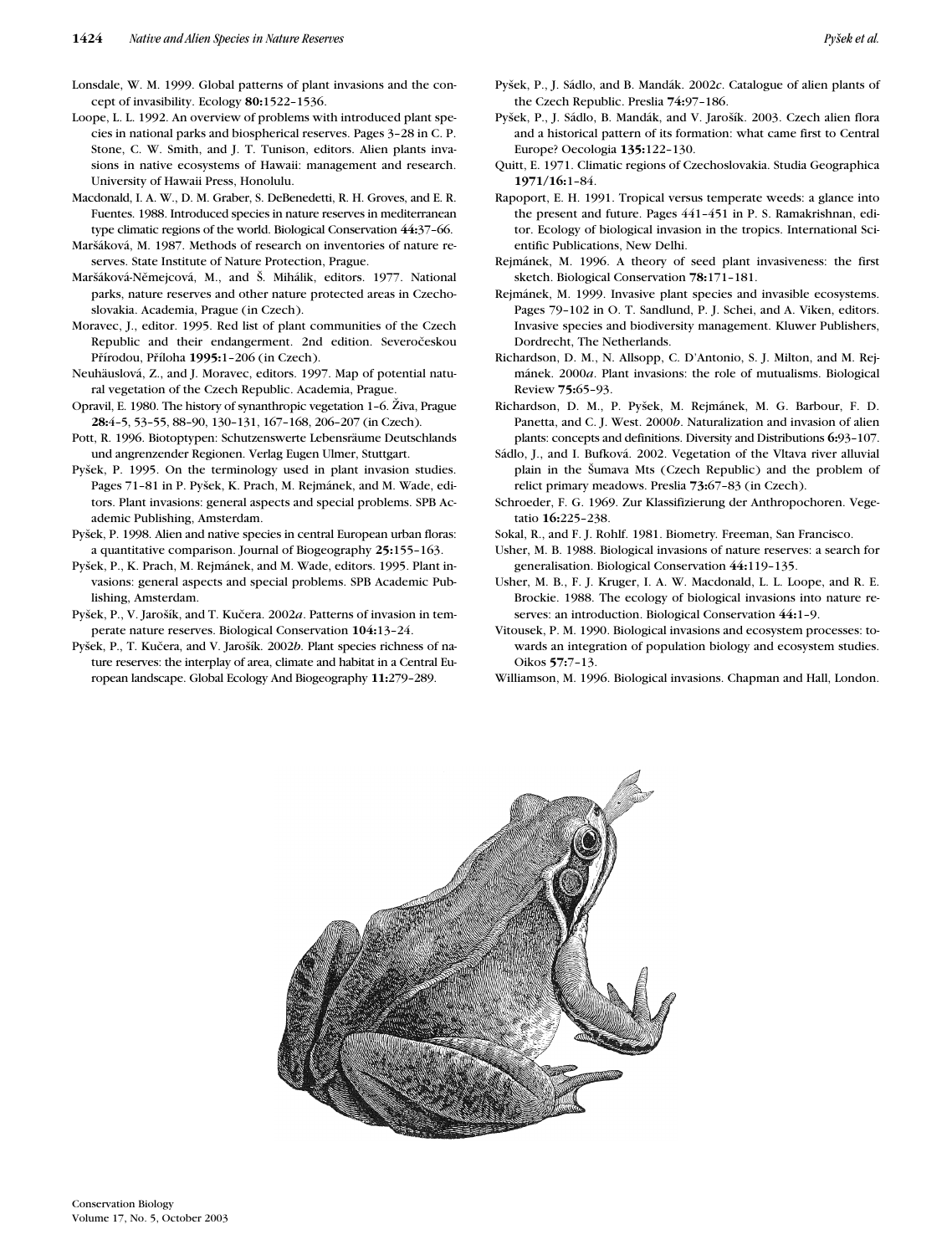Lonsdale, W. M. 1999. Global patterns of plant invasions and the concept of invasibility. Ecology **80:**1522–1536.

Loope, L. L. 1992. An overview of problems with introduced plant species in national parks and biospherical reserves. Pages 3–28 in C. P. Stone, C. W. Smith, and J. T. Tunison, editors. Alien plants invasions in native ecosystems of Hawaii: management and research. University of Hawaii Press, Honolulu.

Macdonald, I. A. W., D. M. Graber, S. DeBenedetti, R. H. Groves, and E. R. Fuentes. 1988. Introduced species in nature reserves in mediterranean type climatic regions of the world. Biological Conservation **44:**37–66.

Maršáková, M. 1987. Methods of research on inventories of nature reserves. State Institute of Nature Protection, Prague.

Maršáková-Němejcová, M., and Š. Mihálik, editors. 1977. National parks, nature reserves and other nature protected areas in Czechoslovakia. Academia, Prague (in Czech).

Moravec, J., editor. 1995. Red list of plant communities of the Czech Republic and their endangerment. 2nd edition. Severočeskou Přírodou, Příloha **1995:**1–206 (in Czech).

Neuhäuslová, Z., and J. Moravec, editors. 1997. Map of potential natural vegetation of the Czech Republic. Academia, Prague.

Opravil, E. 1980. The history of synanthropic vegetation 1–6. Živa, Prague **28:**4–5, 53–55, 88–90, 130–131, 167–168, 206–207 (in Czech).

Pott, R. 1996. Biotoptypen: Schutzenswerte Lebensräume Deutschlands und angrenzender Regionen. Verlag Eugen Ulmer, Stuttgart.

Pyšek, P. 1995. On the terminology used in plant invasion studies. Pages 71–81 in P. Pyšek, K. Prach, M. Rejmánek, and M. Wade, editors. Plant invasions: general aspects and special problems. SPB Academic Publishing, Amsterdam.

Pyšek, P. 1998. Alien and native species in central European urban floras: a quantitative comparison. Journal of Biogeography **25:**155–163.

Pyšek, P., K. Prach, M. Rejmánek, and M. Wade, editors. 1995. Plant invasions: general aspects and special problems. SPB Academic Publishing, Amsterdam.

Pyšek, P., V. Jarošík, and T. Kučera. 2002*a*. Patterns of invasion in temperate nature reserves. Biological Conservation **104:**13–24.

Pyšek, P., T. Kučera, and V. Jarošík. 2002*b*. Plant species richness of nature reserves: the interplay of area, climate and habitat in a Central European landscape. Global Ecology And Biogeography **11:**279–289.

Pyšek, P., J. Sádlo, and B. Mandák. 2002*c*. Catalogue of alien plants of the Czech Republic. Preslia **74:**97–186.

Pyšek, P., J. Sádlo, B. Mandák, and V. Jarošík. 2003. Czech alien flora and a historical pattern of its formation: what came first to Central Europe? Oecologia **135:**122–130.

Quitt, E. 1971. Climatic regions of Czechoslovakia. Studia Geographica **1971/16:**1–84.

Rapoport, E. H. 1991. Tropical versus temperate weeds: a glance into the present and future. Pages 441–451 in P. S. Ramakrishnan, editor. Ecology of biological invasion in the tropics. International Scientific Publications, New Delhi.

Rejmánek, M. 1996. A theory of seed plant invasiveness: the first sketch. Biological Conservation **78:**171–181.

Rejmánek, M. 1999. Invasive plant species and invasible ecosystems. Pages 79–102 in O. T. Sandlund, P. J. Schei, and A. Viken, editors. Invasive species and biodiversity management. Kluwer Publishers, Dordrecht, The Netherlands.

Richardson, D. M., N. Allsopp, C. D'Antonio, S. J. Milton, and M. Rejmánek. 2000*a*. Plant invasions: the role of mutualisms. Biological Review **75:**65–93.

Richardson, D. M., P. Pyšek, M. Rejmánek, M. G. Barbour, F. D. Panetta, and C. J. West. 2000*b*. Naturalization and invasion of alien plants: concepts and definitions. Diversity and Distributions **6:**93–107.

Sádlo, J., and I. Bufková. 2002. Vegetation of the Vltava river alluvial plain in the Šumava Mts (Czech Republic) and the problem of relict primary meadows. Preslia **73:**67–83 (in Czech).

Schroeder, F. G. 1969. Zur Klassifizierung der Anthropochoren. Vegetatio **16:**225–238.

Sokal, R., and F. J. Rohlf. 1981. Biometry. Freeman, San Francisco.

Usher, M. B. 1988. Biological invasions of nature reserves: a search for generalisation. Biological Conservation **44:**119–135.

Usher, M. B., F. J. Kruger, I. A. W. Macdonald, L. L. Loope, and R. E. Brockie. 1988. The ecology of biological invasions into nature reserves: an introduction. Biological Conservation **44:**1–9.

Vitousek, P. M. 1990. Biological invasions and ecosystem processes: towards an integration of population biology and ecosystem studies. Oikos **57:**7–13.

Williamson, M. 1996. Biological invasions. Chapman and Hall, London.